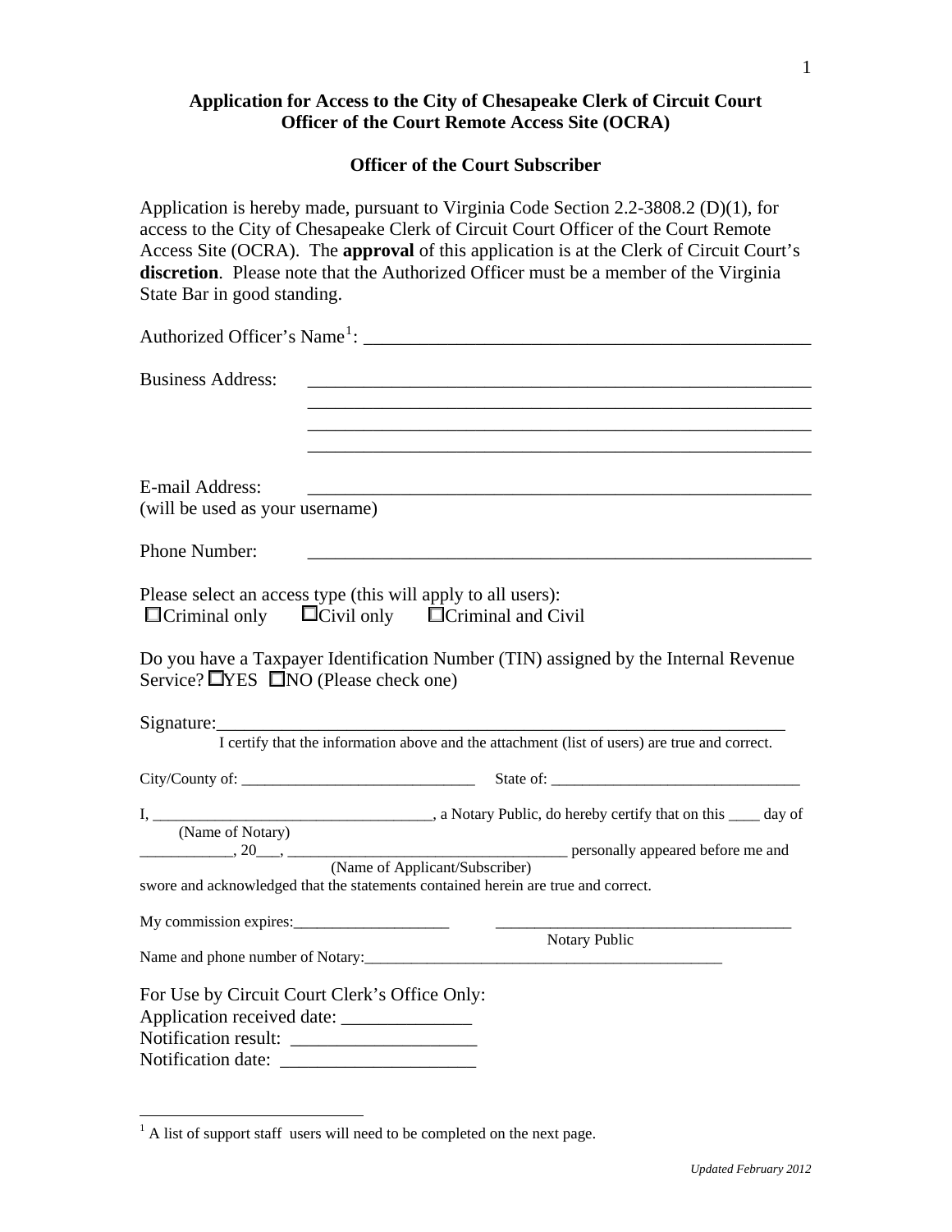**Application for Access to the City of Chesapeake Clerk of Circuit Court Officer of the Court Remote Access Site (OCRA)**

**Officer of the Court Subscriber**

Application is hereby made, pursuant to Virginia Code Section 2.2-3808.2 (D)(1), for access to the City of Chesapeake Clerk of Circuit Court Officer of the Court Remote Access Site (OCRA). The **approval** of this application is at the Clerk of Circuit Court's **discretion**. Please note that the Authorized Officer must be a member of the Virginia State Bar in good standing.

Authorized Officer's Name[1]: ______________________________________________

Business Address: ______________________________________________________
______________________________________________________
______________________________________________________
______________________________________________________

E-mail Address: ______________________________________________________
(will be used as your username)

Phone Number: ______________________________________________________

Please select an access type (this will apply to all users):
☐Criminal only ☐Civil only ☐Criminal and Civil

Do you have a Taxpayer Identification Number (TIN) assigned by the Internal Revenue Service? ☐YES ☐NO (Please check one)

Signature:______________________________________________________________
I certify that the information above and the attachment (list of users) are true and correct.

City/County of: ______________________________ State of: ________________________________

I, ___________________________________, a Notary Public, do hereby certify that on this ____ day of
(Name of Notary)
____________, 20___, ___________________________________ personally appeared before me and
(Name of Applicant/Subscriber)
swore and acknowledged that the statements contained herein are true and correct.

My commission expires:____________________ _____________________________________
Notary Public

Name and phone number of Notary:_______________________________________________

For Use by Circuit Court Clerk's Office Only:
Application received date: ______________
Notification result: ____________________
Notification date: _____________________

[1] A list of support staff users will need to be completed on the next page.

*Updated February 2012*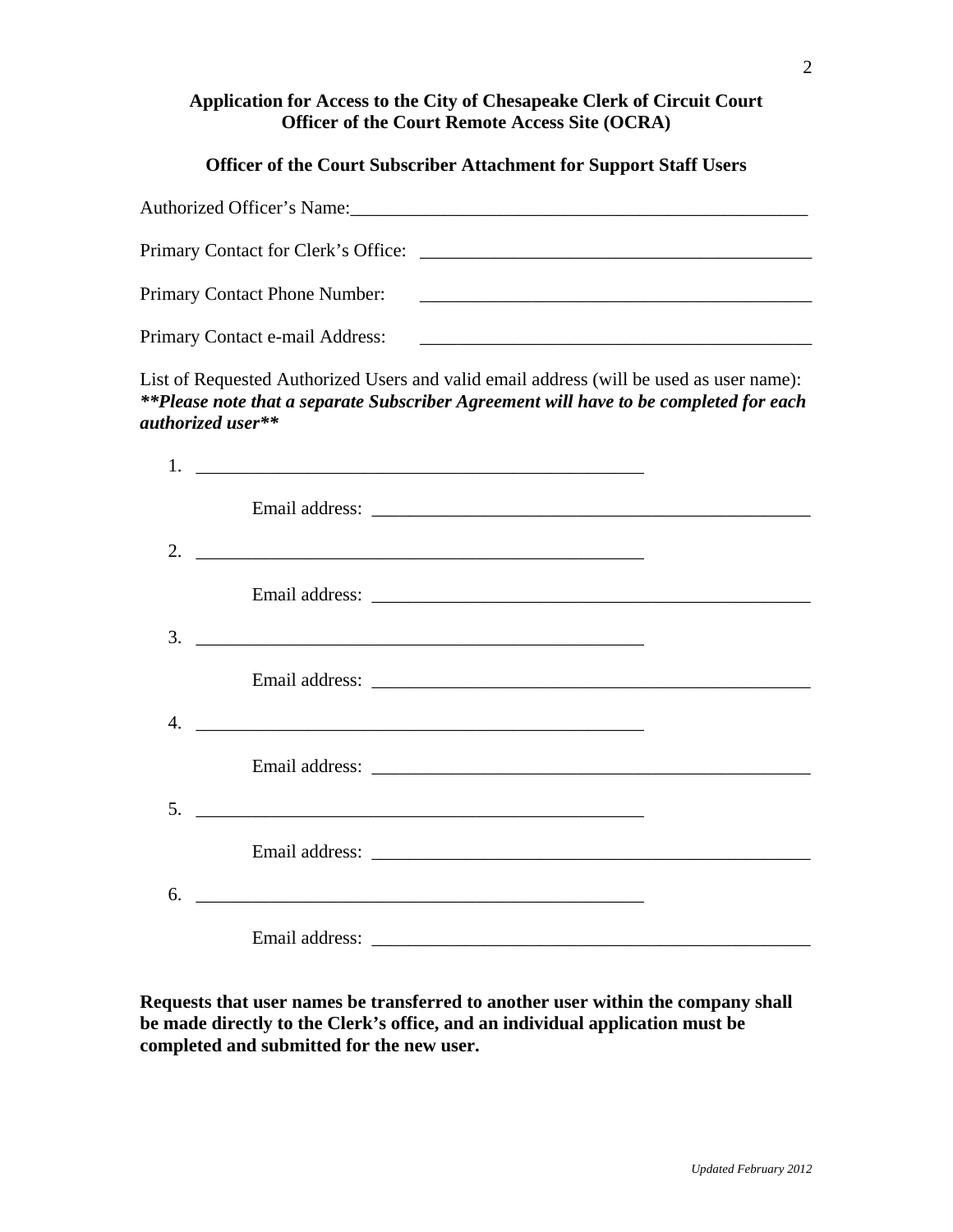**Application for Access to the City of Chesapeake Clerk of Circuit Court Officer of the Court Remote Access Site (OCRA)**

**Officer of the Court Subscriber Attachment for Support Staff Users**

Authorized Officer's Name:__________________________________________________

Primary Contact for Clerk's Office: ___________________________________________

Primary Contact Phone Number: ___________________________________________

Primary Contact e-mail Address: ___________________________________________

List of Requested Authorized Users and valid email address (will be used as user name):
***\*\*Please note that a separate Subscriber Agreement will have to be completed for each authorized user\*\****

1. _________________________________________________

   Email address: _________________________________________________

2. _________________________________________________

   Email address: _________________________________________________

3. _________________________________________________

   Email address: _________________________________________________

4. _________________________________________________

   Email address: _________________________________________________

5. _________________________________________________

   Email address: _________________________________________________

6. _________________________________________________

   Email address: _________________________________________________

**Requests that user names be transferred to another user within the company shall be made directly to the Clerk's office, and an individual application must be completed and submitted for the new user.**

*Updated February 2012*